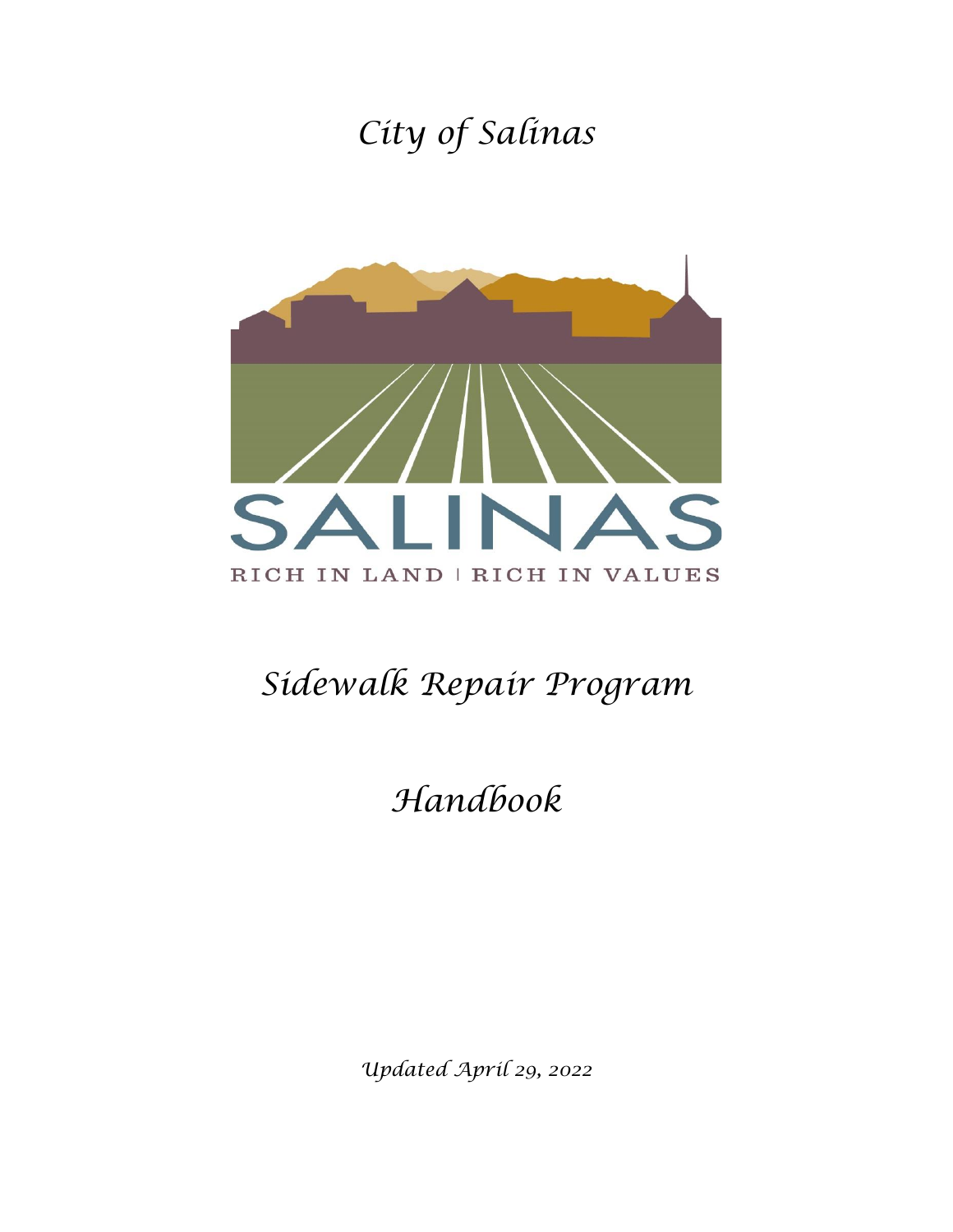# City of Salinas

SALINAS

RICH IN LAND | RICH IN VALUES

# Sidewalk Repair Program

# Handbook

*Updated April 29, 2022*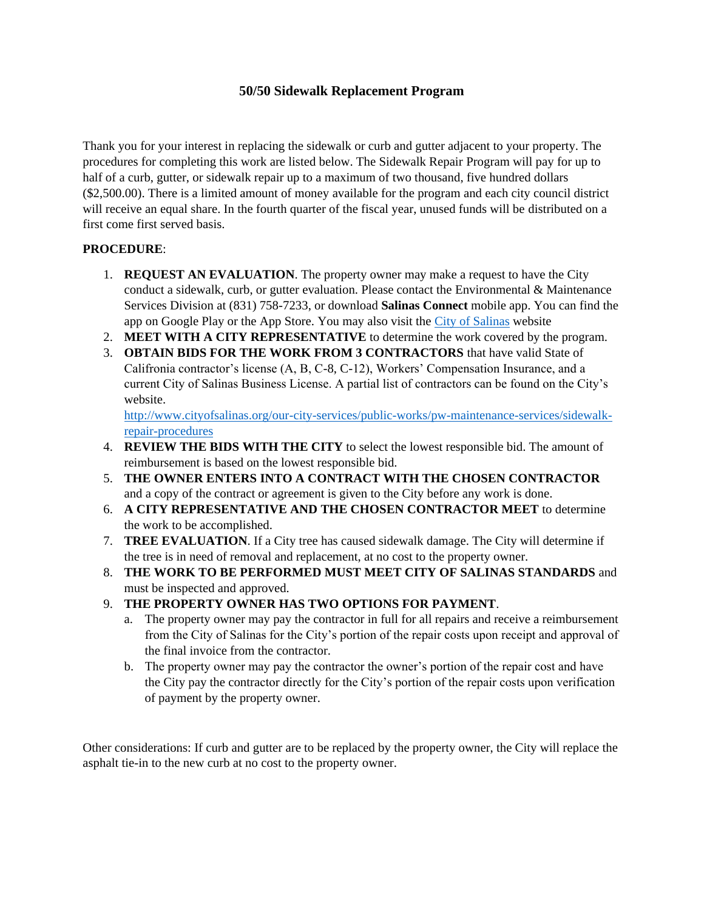## 50/50 Sidewalk Replacement Program

Thank you for your interest in replacing the sidewalk or curb and gutter adjacent to your property. The procedures for completing this work are listed below. The Sidewalk Repair Program will pay for up to half of a curb, gutter, or sidewalk repair up to a maximum of two thousand, five hundred dollars ($2,500.00). There is a limited amount of money available for the program and each city council district will receive an equal share. In the fourth quarter of the fiscal year, unused funds will be distributed on a first come first served basis.

**PROCEDURE**:

1. **REQUEST AN EVALUATION**. The property owner may make a request to have the City conduct a sidewalk, curb, or gutter evaluation. Please contact the Environmental & Maintenance Services Division at (831) 758-7233, or download **Salinas Connect** mobile app. You can find the app on Google Play or the App Store. You may also visit the [City of Salinas] website
2. **MEET WITH A CITY REPRESENTATIVE** to determine the work covered by the program.
3. **OBTAIN BIDS FOR THE WORK FROM 3 CONTRACTORS** that have valid State of Califronia contractor's license (A, B, C-8, C-12), Workers' Compensation Insurance, and a current City of Salinas Business License. A partial list of contractors can be found on the City's website.
   http://www.cityofsalinas.org/our-city-services/public-works/pw-maintenance-services/sidewalk-repair-procedures
4. **REVIEW THE BIDS WITH THE CITY** to select the lowest responsible bid. The amount of reimbursement is based on the lowest responsible bid.
5. **THE OWNER ENTERS INTO A CONTRACT WITH THE CHOSEN CONTRACTOR** and a copy of the contract or agreement is given to the City before any work is done.
6. **A CITY REPRESENTATIVE AND THE CHOSEN CONTRACTOR MEET** to determine the work to be accomplished.
7. **TREE EVALUATION**. If a City tree has caused sidewalk damage. The City will determine if the tree is in need of removal and replacement, at no cost to the property owner.
8. **THE WORK TO BE PERFORMED MUST MEET CITY OF SALINAS STANDARDS** and must be inspected and approved.
9. **THE PROPERTY OWNER HAS TWO OPTIONS FOR PAYMENT**.
   a. The property owner may pay the contractor in full for all repairs and receive a reimbursement from the City of Salinas for the City's portion of the repair costs upon receipt and approval of the final invoice from the contractor.
   b. The property owner may pay the contractor the owner's portion of the repair cost and have the City pay the contractor directly for the City's portion of the repair costs upon verification of payment by the property owner.

Other considerations: If curb and gutter are to be replaced by the property owner, the City will replace the asphalt tie-in to the new curb at no cost to the property owner.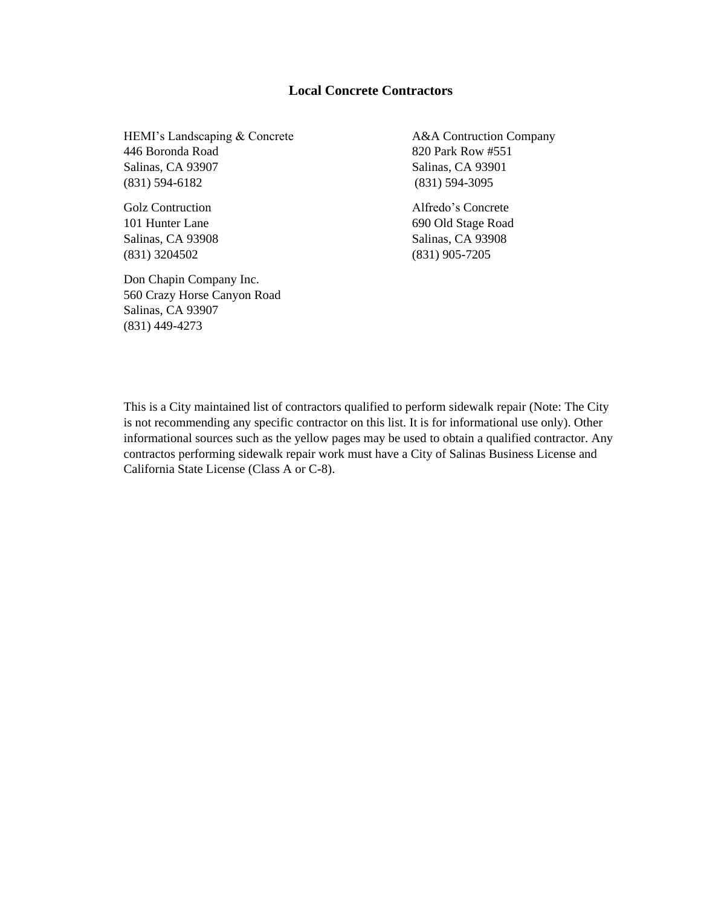## Local Concrete Contractors

HEMI's Landscaping & Concrete
446 Boronda Road
Salinas, CA 93907
(831) 594-6182

Golz Contruction
101 Hunter Lane
Salinas, CA 93908
(831) 3204502

Don Chapin Company Inc.
560 Crazy Horse Canyon Road
Salinas, CA 93907
(831) 449-4273

A&A Contruction Company
820 Park Row #551
Salinas, CA 93901
(831) 594-3095

Alfredo's Concrete
690 Old Stage Road
Salinas, CA 93908
(831) 905-7205

This is a City maintained list of contractors qualified to perform sidewalk repair (Note: The City is not recommending any specific contractor on this list. It is for informational use only). Other informational sources such as the yellow pages may be used to obtain a qualified contractor. Any contractos performing sidewalk repair work must have a City of Salinas Business License and California State License (Class A or C-8).